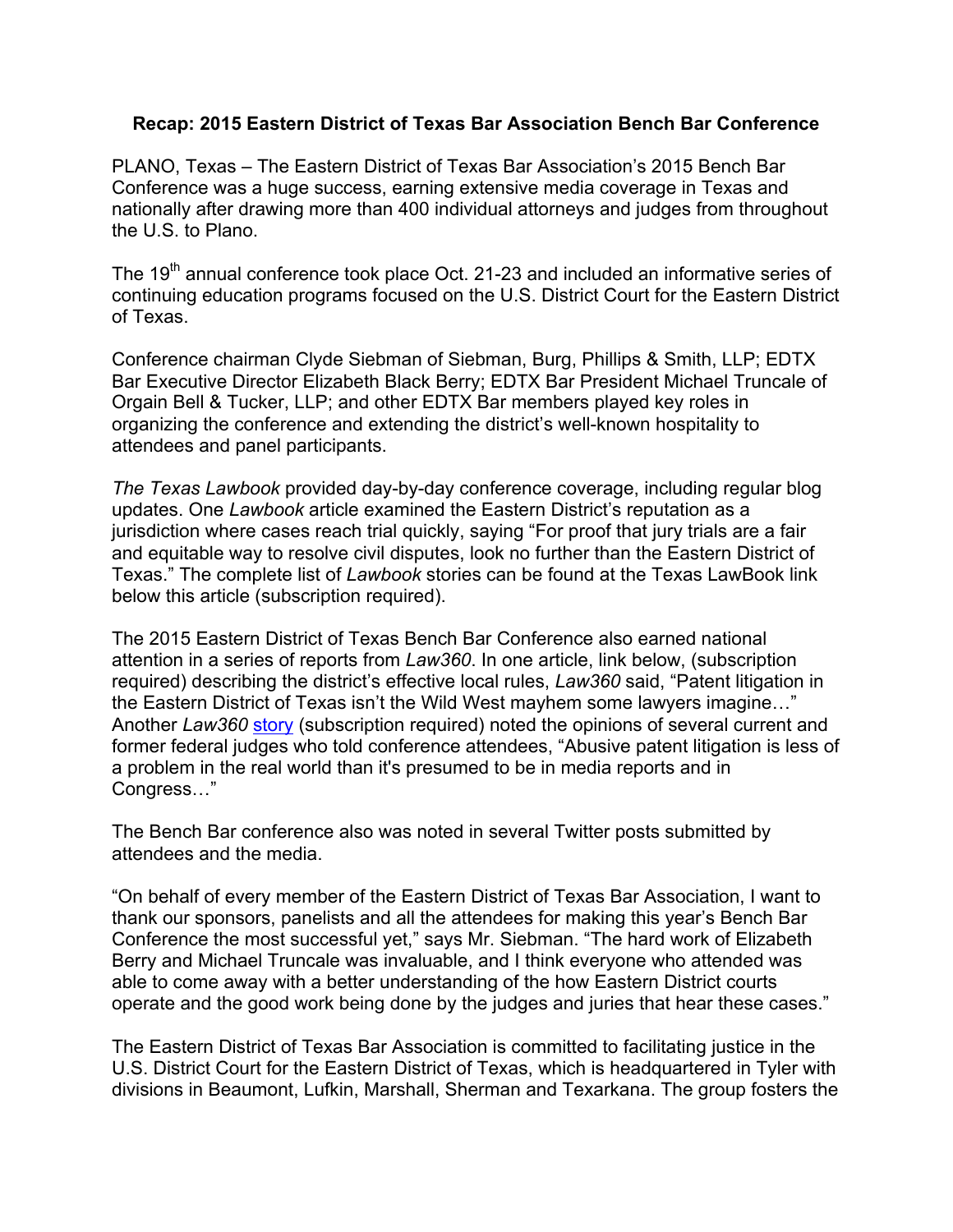**Recap: 2015 Eastern District of Texas Bar Association Bench Bar Conference**

PLANO, Texas – The Eastern District of Texas Bar Association's 2015 Bench Bar Conference was a huge success, earning extensive media coverage in Texas and nationally after drawing more than 400 individual attorneys and judges from throughout the U.S. to Plano.

The 19th annual conference took place Oct. 21-23 and included an informative series of continuing education programs focused on the U.S. District Court for the Eastern District of Texas.

Conference chairman Clyde Siebman of Siebman, Burg, Phillips & Smith, LLP; EDTX Bar Executive Director Elizabeth Black Berry; EDTX Bar President Michael Truncale of Orgain Bell & Tucker, LLP; and other EDTX Bar members played key roles in organizing the conference and extending the district's well-known hospitality to attendees and panel participants.

*The Texas Lawbook* provided day-by-day conference coverage, including regular blog updates. One *Lawbook* article examined the Eastern District's reputation as a jurisdiction where cases reach trial quickly, saying "For proof that jury trials are a fair and equitable way to resolve civil disputes, look no further than the Eastern District of Texas." The complete list of *Lawbook* stories can be found at the Texas LawBook link below this article (subscription required).

The 2015 Eastern District of Texas Bench Bar Conference also earned national attention in a series of reports from *Law360*. In one article, link below, (subscription required) describing the district's effective local rules, *Law360* said, "Patent litigation in the Eastern District of Texas isn't the Wild West mayhem some lawyers imagine…" Another *Law360* story (subscription required) noted the opinions of several current and former federal judges who told conference attendees, "Abusive patent litigation is less of a problem in the real world than it's presumed to be in media reports and in Congress…"

The Bench Bar conference also was noted in several Twitter posts submitted by attendees and the media.

"On behalf of every member of the Eastern District of Texas Bar Association, I want to thank our sponsors, panelists and all the attendees for making this year's Bench Bar Conference the most successful yet," says Mr. Siebman. "The hard work of Elizabeth Berry and Michael Truncale was invaluable, and I think everyone who attended was able to come away with a better understanding of the how Eastern District courts operate and the good work being done by the judges and juries that hear these cases."

The Eastern District of Texas Bar Association is committed to facilitating justice in the U.S. District Court for the Eastern District of Texas, which is headquartered in Tyler with divisions in Beaumont, Lufkin, Marshall, Sherman and Texarkana. The group fosters the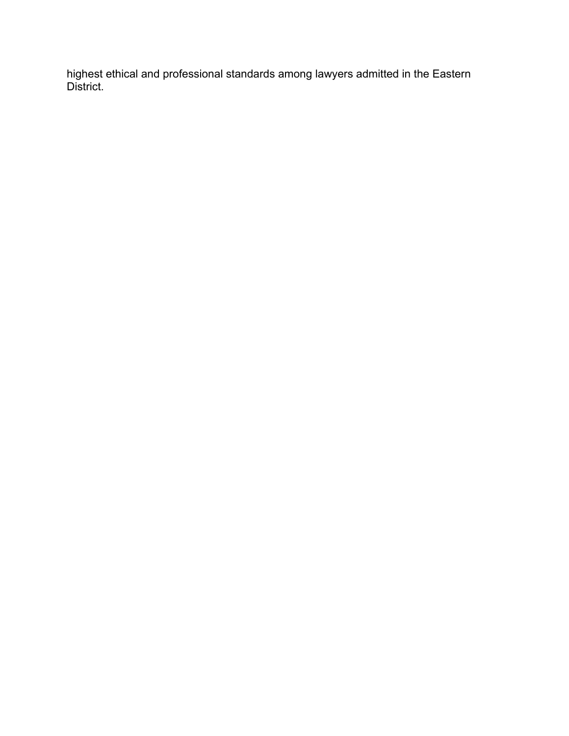highest ethical and professional standards among lawyers admitted in the Eastern District.